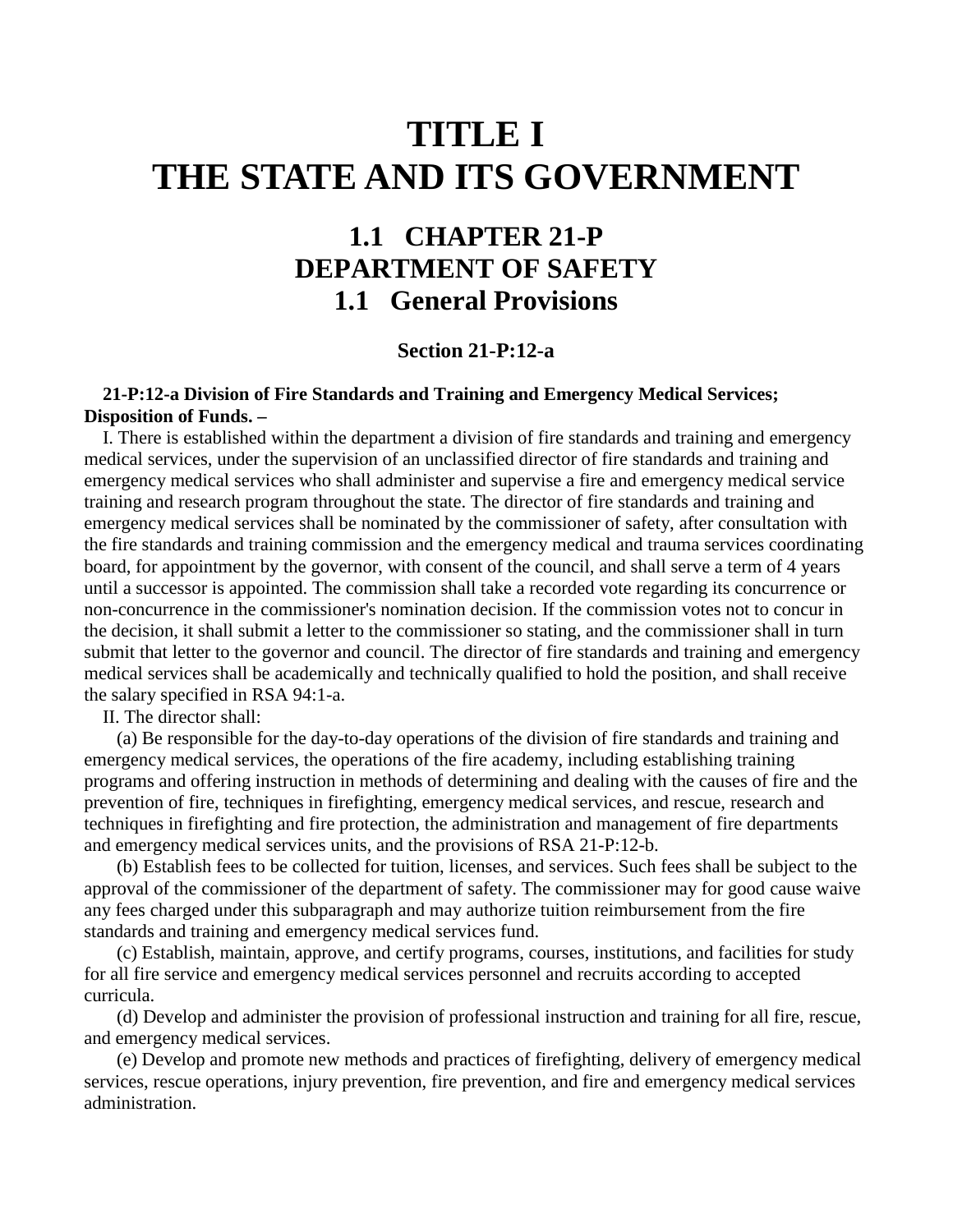# TITLE I
# THE STATE AND ITS GOVERNMENT

## 1.1 CHAPTER 21-P
## DEPARTMENT OF SAFETY
## 1.1 General Provisions

### Section 21-P:12-a

**21-P:12-a Division of Fire Standards and Training and Emergency Medical Services; Disposition of Funds. –**

I. There is established within the department a division of fire standards and training and emergency medical services, under the supervision of an unclassified director of fire standards and training and emergency medical services who shall administer and supervise a fire and emergency medical service training and research program throughout the state. The director of fire standards and training and emergency medical services shall be nominated by the commissioner of safety, after consultation with the fire standards and training commission and the emergency medical and trauma services coordinating board, for appointment by the governor, with consent of the council, and shall serve a term of 4 years until a successor is appointed. The commission shall take a recorded vote regarding its concurrence or non-concurrence in the commissioner's nomination decision. If the commission votes not to concur in the decision, it shall submit a letter to the commissioner so stating, and the commissioner shall in turn submit that letter to the governor and council. The director of fire standards and training and emergency medical services shall be academically and technically qualified to hold the position, and shall receive the salary specified in RSA 94:1-a.

II. The director shall:

(a) Be responsible for the day-to-day operations of the division of fire standards and training and emergency medical services, the operations of the fire academy, including establishing training programs and offering instruction in methods of determining and dealing with the causes of fire and the prevention of fire, techniques in firefighting, emergency medical services, and rescue, research and techniques in firefighting and fire protection, the administration and management of fire departments and emergency medical services units, and the provisions of RSA 21-P:12-b.

(b) Establish fees to be collected for tuition, licenses, and services. Such fees shall be subject to the approval of the commissioner of the department of safety. The commissioner may for good cause waive any fees charged under this subparagraph and may authorize tuition reimbursement from the fire standards and training and emergency medical services fund.

(c) Establish, maintain, approve, and certify programs, courses, institutions, and facilities for study for all fire service and emergency medical services personnel and recruits according to accepted curricula.

(d) Develop and administer the provision of professional instruction and training for all fire, rescue, and emergency medical services.

(e) Develop and promote new methods and practices of firefighting, delivery of emergency medical services, rescue operations, injury prevention, fire prevention, and fire and emergency medical services administration.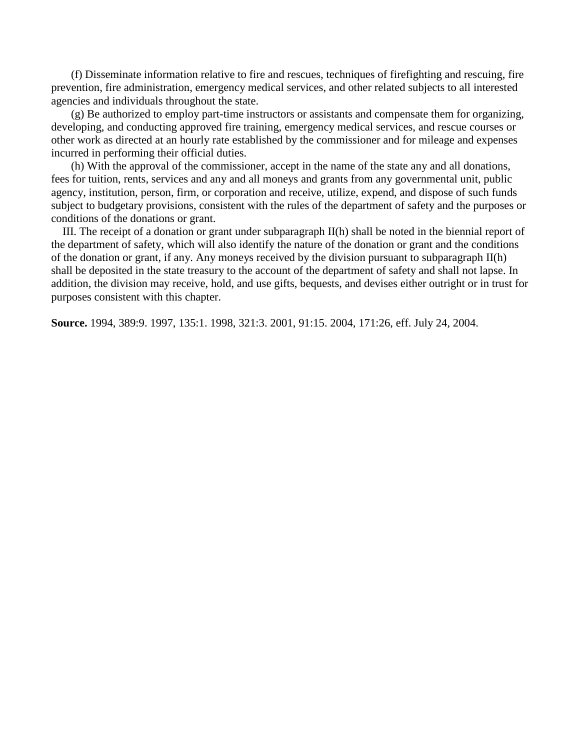(f) Disseminate information relative to fire and rescues, techniques of firefighting and rescuing, fire prevention, fire administration, emergency medical services, and other related subjects to all interested agencies and individuals throughout the state.

(g) Be authorized to employ part-time instructors or assistants and compensate them for organizing, developing, and conducting approved fire training, emergency medical services, and rescue courses or other work as directed at an hourly rate established by the commissioner and for mileage and expenses incurred in performing their official duties.

(h) With the approval of the commissioner, accept in the name of the state any and all donations, fees for tuition, rents, services and any and all moneys and grants from any governmental unit, public agency, institution, person, firm, or corporation and receive, utilize, expend, and dispose of such funds subject to budgetary provisions, consistent with the rules of the department of safety and the purposes or conditions of the donations or grant.

III. The receipt of a donation or grant under subparagraph II(h) shall be noted in the biennial report of the department of safety, which will also identify the nature of the donation or grant and the conditions of the donation or grant, if any. Any moneys received by the division pursuant to subparagraph II(h) shall be deposited in the state treasury to the account of the department of safety and shall not lapse. In addition, the division may receive, hold, and use gifts, bequests, and devises either outright or in trust for purposes consistent with this chapter.

**Source.** 1994, 389:9. 1997, 135:1. 1998, 321:3. 2001, 91:15. 2004, 171:26, eff. July 24, 2004.